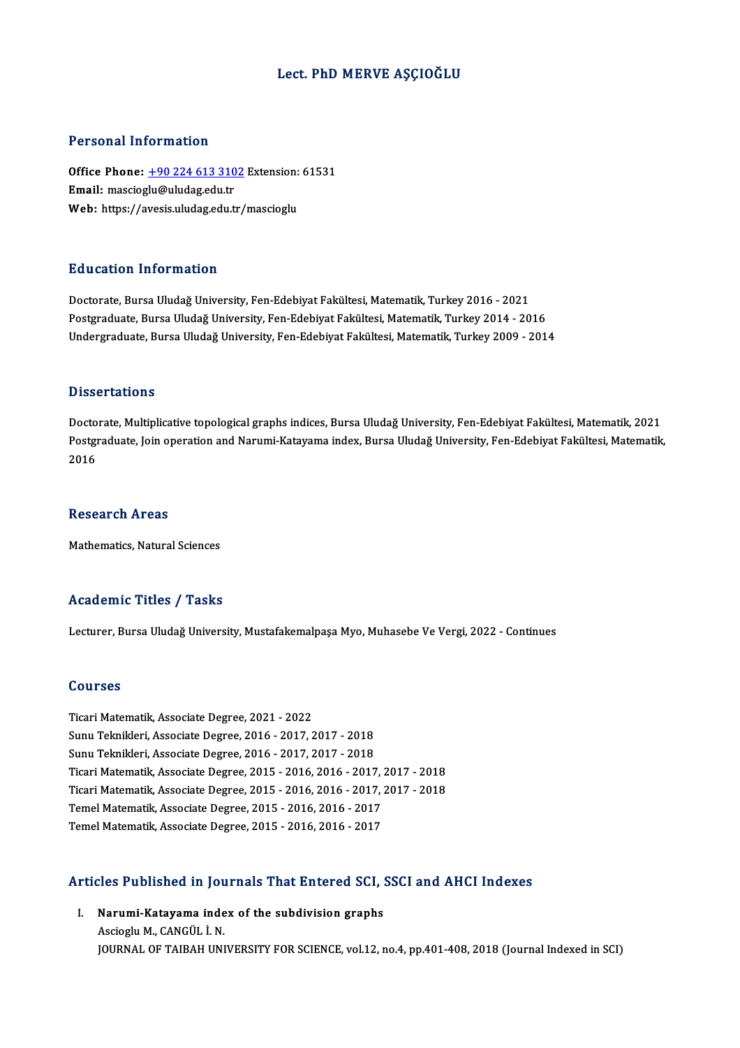# Lect. PhD MERVE AŞÇIOĞLU

## Personal Information

**Office Phone:** +90 224 613 3102 Extension: 61531
**Email:** mascioglu@uludag.edu.tr
**Web:** https://avesis.uludag.edu.tr/mascioglu

## Education Information

Doctorate, Bursa Uludağ University, Fen-Edebiyat Fakültesi, Matematik, Turkey 2016 - 2021
Postgraduate, Bursa Uludağ University, Fen-Edebiyat Fakültesi, Matematik, Turkey 2014 - 2016
Undergraduate, Bursa Uludağ University, Fen-Edebiyat Fakültesi, Matematik, Turkey 2009 - 2014

## Dissertations

Doctorate, Multiplicative topological graphs indices, Bursa Uludağ University, Fen-Edebiyat Fakültesi, Matematik, 2021
Postgraduate, Join operation and Narumi-Katayama index, Bursa Uludağ University, Fen-Edebiyat Fakültesi, Matematik, 2016

## Research Areas

Mathematics, Natural Sciences

## Academic Titles / Tasks

Lecturer, Bursa Uludağ University, Mustafakemalpaşa Myo, Muhasebe Ve Vergi, 2022 - Continues

## Courses

Ticari Matematik, Associate Degree, 2021 - 2022
Sunu Teknikleri, Associate Degree, 2016 - 2017, 2017 - 2018
Sunu Teknikleri, Associate Degree, 2016 - 2017, 2017 - 2018
Ticari Matematik, Associate Degree, 2015 - 2016, 2016 - 2017, 2017 - 2018
Ticari Matematik, Associate Degree, 2015 - 2016, 2016 - 2017, 2017 - 2018
Temel Matematik, Associate Degree, 2015 - 2016, 2016 - 2017
Temel Matematik, Associate Degree, 2015 - 2016, 2016 - 2017

## Articles Published in Journals That Entered SCI, SSCI and AHCI Indexes

I. **Narumi-Katayama index of the subdivision graphs**
Ascioglu M., CANGÜL İ. N.
JOURNAL OF TAIBAH UNIVERSITY FOR SCIENCE, vol.12, no.4, pp.401-408, 2018 (Journal Indexed in SCI)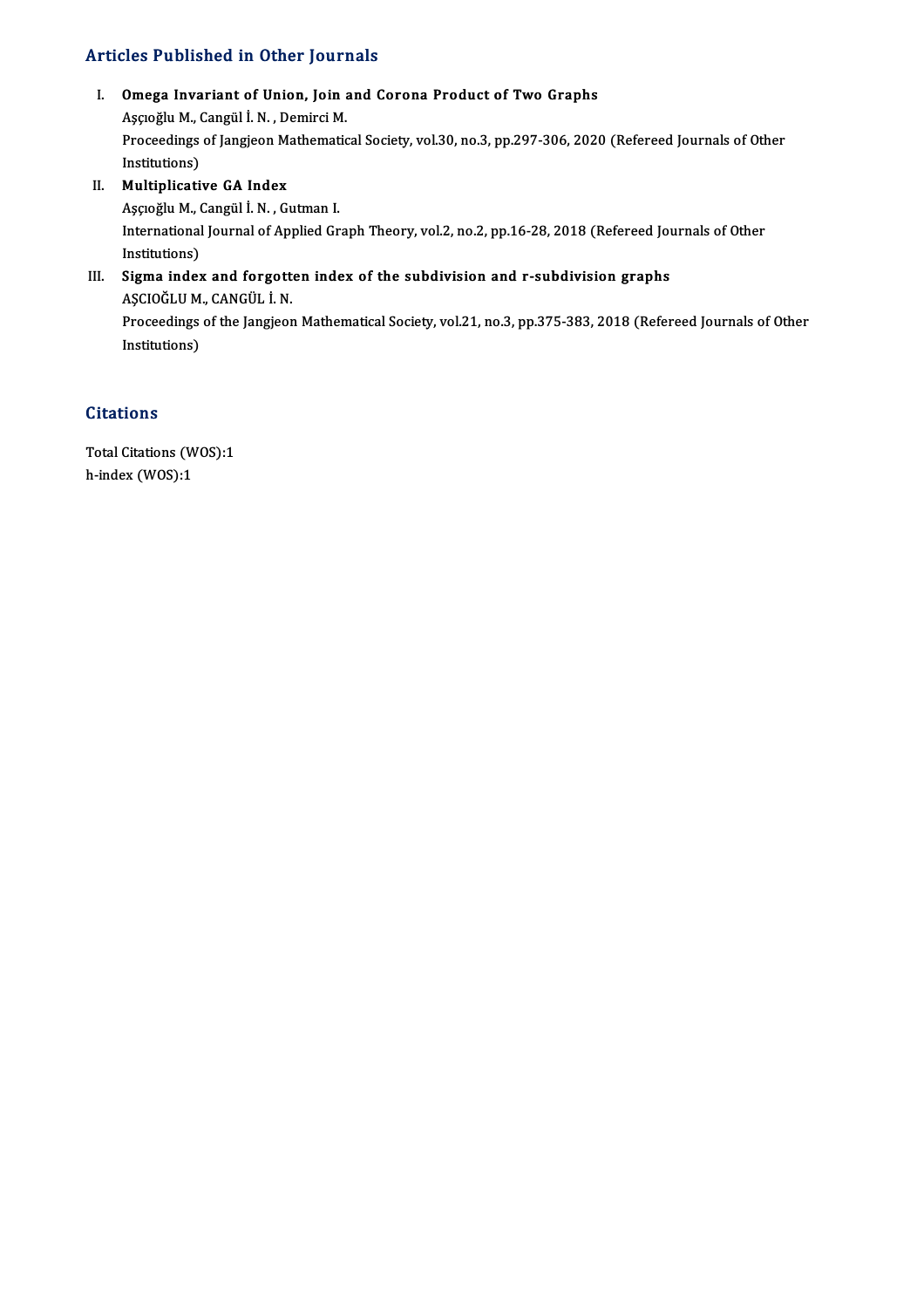## Articles Published in Other Journals

I. **Omega Invariant of Union, Join and Corona Product of Two Graphs**
   Aşçıoğlu M., Cangül İ. N. , Demirci M.
   Proceedings of Jangjeon Mathematical Society, vol.30, no.3, pp.297-306, 2020 (Refereed Journals of Other Institutions)

II. **Multiplicative GA Index**
   Aşçıoğlu M., Cangül İ. N. , Gutman I.
   International Journal of Applied Graph Theory, vol.2, no.2, pp.16-28, 2018 (Refereed Journals of Other Institutions)

III. **Sigma index and forgotten index of the subdivision and r-subdivision graphs**
   AŞCIOĞLU M., CANGÜL İ. N.
   Proceedings of the Jangjeon Mathematical Society, vol.21, no.3, pp.375-383, 2018 (Refereed Journals of Other Institutions)

## Citations

Total Citations (WOS):1
h-index (WOS):1